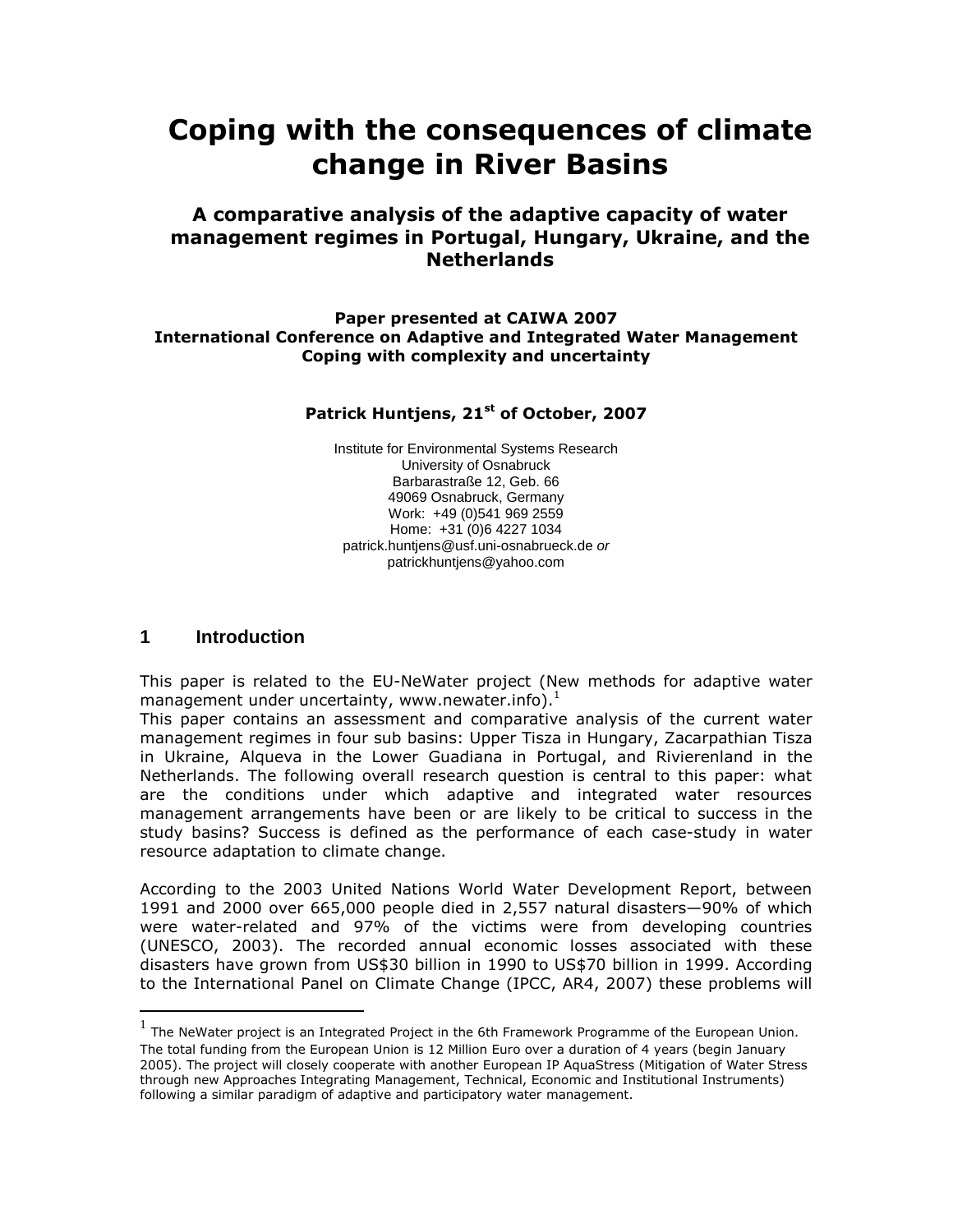# Coping with the consequences of climate change in River Basins

## A comparative analysis of the adaptive capacity of water management regimes in Portugal, Hungary, Ukraine, and the Netherlands

**Paper presented at CAIWA 2007**
**International Conference on Adaptive and Integrated Water Management**
**Coping with complexity and uncertainty**

**Patrick Huntjens, 21st of October, 2007**

Institute for Environmental Systems Research
University of Osnabruck
Barbarastraße 12, Geb. 66
49069 Osnabruck, Germany
Work: +49 (0)541 969 2559
Home: +31 (0)6 4227 1034
patrick.huntjens@usf.uni-osnabrueck.de *or*
patrickhuntjens@yahoo.com

## 1 Introduction

This paper is related to the EU-NeWater project (New methods for adaptive water management under uncertainty, www.newater.info).[1]

This paper contains an assessment and comparative analysis of the current water management regimes in four sub basins: Upper Tisza in Hungary, Zacarpathian Tisza in Ukraine, Alqueva in the Lower Guadiana in Portugal, and Rivierenland in the Netherlands. The following overall research question is central to this paper: what are the conditions under which adaptive and integrated water resources management arrangements have been or are likely to be critical to success in the study basins? Success is defined as the performance of each case-study in water resource adaptation to climate change.

According to the 2003 United Nations World Water Development Report, between 1991 and 2000 over 665,000 people died in 2,557 natural disasters—90% of which were water-related and 97% of the victims were from developing countries (UNESCO, 2003). The recorded annual economic losses associated with these disasters have grown from US$30 billion in 1990 to US$70 billion in 1999. According to the International Panel on Climate Change (IPCC, AR4, 2007) these problems will

[1] The NeWater project is an Integrated Project in the 6th Framework Programme of the European Union. The total funding from the European Union is 12 Million Euro over a duration of 4 years (begin January 2005). The project will closely cooperate with another European IP AquaStress (Mitigation of Water Stress through new Approaches Integrating Management, Technical, Economic and Institutional Instruments) following a similar paradigm of adaptive and participatory water management.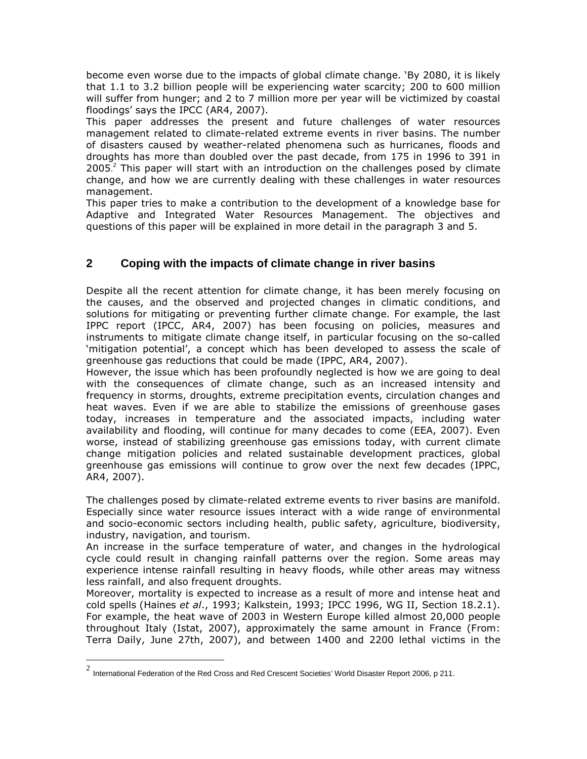become even worse due to the impacts of global climate change. 'By 2080, it is likely that 1.1 to 3.2 billion people will be experiencing water scarcity; 200 to 600 million will suffer from hunger; and 2 to 7 million more per year will be victimized by coastal floodings' says the IPCC (AR4, 2007).

This paper addresses the present and future challenges of water resources management related to climate-related extreme events in river basins. The number of disasters caused by weather-related phenomena such as hurricanes, floods and droughts has more than doubled over the past decade, from 175 in 1996 to 391 in 2005.[2] This paper will start with an introduction on the challenges posed by climate change, and how we are currently dealing with these challenges in water resources management.

This paper tries to make a contribution to the development of a knowledge base for Adaptive and Integrated Water Resources Management. The objectives and questions of this paper will be explained in more detail in the paragraph 3 and 5.

## 2 Coping with the impacts of climate change in river basins

Despite all the recent attention for climate change, it has been merely focusing on the causes, and the observed and projected changes in climatic conditions, and solutions for mitigating or preventing further climate change. For example, the last IPPC report (IPCC, AR4, 2007) has been focusing on policies, measures and instruments to mitigate climate change itself, in particular focusing on the so-called 'mitigation potential', a concept which has been developed to assess the scale of greenhouse gas reductions that could be made (IPPC, AR4, 2007).

However, the issue which has been profoundly neglected is how we are going to deal with the consequences of climate change, such as an increased intensity and frequency in storms, droughts, extreme precipitation events, circulation changes and heat waves. Even if we are able to stabilize the emissions of greenhouse gases today, increases in temperature and the associated impacts, including water availability and flooding, will continue for many decades to come (EEA, 2007). Even worse, instead of stabilizing greenhouse gas emissions today, with current climate change mitigation policies and related sustainable development practices, global greenhouse gas emissions will continue to grow over the next few decades (IPPC, AR4, 2007).

The challenges posed by climate-related extreme events to river basins are manifold. Especially since water resource issues interact with a wide range of environmental and socio-economic sectors including health, public safety, agriculture, biodiversity, industry, navigation, and tourism.

An increase in the surface temperature of water, and changes in the hydrological cycle could result in changing rainfall patterns over the region. Some areas may experience intense rainfall resulting in heavy floods, while other areas may witness less rainfall, and also frequent droughts.

Moreover, mortality is expected to increase as a result of more and intense heat and cold spells (Haines *et al*., 1993; Kalkstein, 1993; IPCC 1996, WG II, Section 18.2.1). For example, the heat wave of 2003 in Western Europe killed almost 20,000 people throughout Italy (Istat, 2007), approximately the same amount in France (From: Terra Daily, June 27th, 2007), and between 1400 and 2200 lethal victims in the

[2] International Federation of the Red Cross and Red Crescent Societies' World Disaster Report 2006, p 211.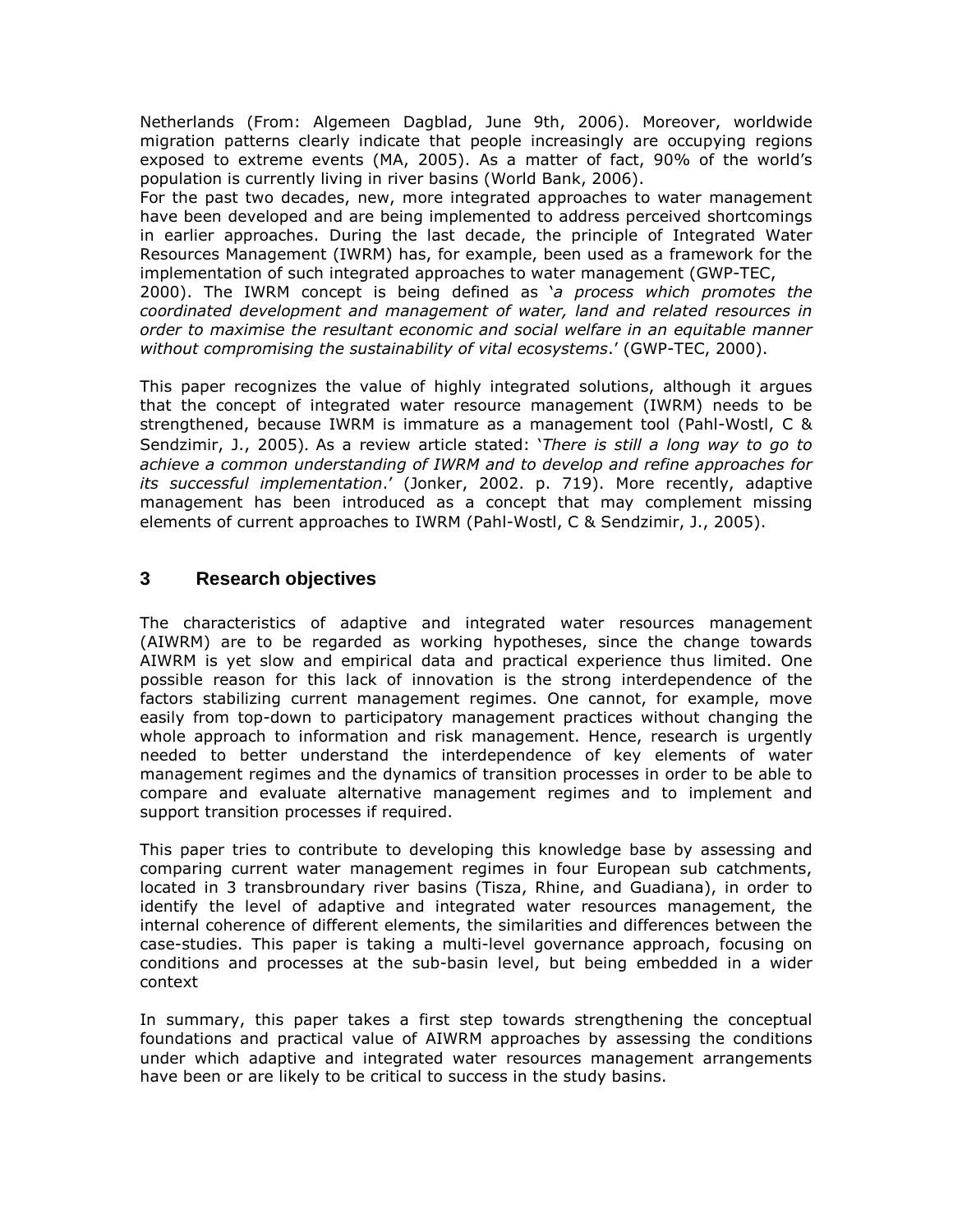Netherlands (From: Algemeen Dagblad, June 9th, 2006). Moreover, worldwide migration patterns clearly indicate that people increasingly are occupying regions exposed to extreme events (MA, 2005). As a matter of fact, 90% of the world's population is currently living in river basins (World Bank, 2006).
For the past two decades, new, more integrated approaches to water management have been developed and are being implemented to address perceived shortcomings in earlier approaches. During the last decade, the principle of Integrated Water Resources Management (IWRM) has, for example, been used as a framework for the implementation of such integrated approaches to water management (GWP-TEC, 2000). The IWRM concept is being defined as '*a process which promotes the coordinated development and management of water, land and related resources in order to maximise the resultant economic and social welfare in an equitable manner without compromising the sustainability of vital ecosystems*.' (GWP-TEC, 2000).

This paper recognizes the value of highly integrated solutions, although it argues that the concept of integrated water resource management (IWRM) needs to be strengthened, because IWRM is immature as a management tool (Pahl-Wostl, C & Sendzimir, J., 2005). As a review article stated: '*There is still a long way to go to achieve a common understanding of IWRM and to develop and refine approaches for its successful implementation*.' (Jonker, 2002. p. 719). More recently, adaptive management has been introduced as a concept that may complement missing elements of current approaches to IWRM (Pahl-Wostl, C & Sendzimir, J., 2005).

## 3 Research objectives

The characteristics of adaptive and integrated water resources management (AIWRM) are to be regarded as working hypotheses, since the change towards AIWRM is yet slow and empirical data and practical experience thus limited. One possible reason for this lack of innovation is the strong interdependence of the factors stabilizing current management regimes. One cannot, for example, move easily from top-down to participatory management practices without changing the whole approach to information and risk management. Hence, research is urgently needed to better understand the interdependence of key elements of water management regimes and the dynamics of transition processes in order to be able to compare and evaluate alternative management regimes and to implement and support transition processes if required.

This paper tries to contribute to developing this knowledge base by assessing and comparing current water management regimes in four European sub catchments, located in 3 transbroundary river basins (Tisza, Rhine, and Guadiana), in order to identify the level of adaptive and integrated water resources management, the internal coherence of different elements, the similarities and differences between the case-studies. This paper is taking a multi-level governance approach, focusing on conditions and processes at the sub-basin level, but being embedded in a wider context

In summary, this paper takes a first step towards strengthening the conceptual foundations and practical value of AIWRM approaches by assessing the conditions under which adaptive and integrated water resources management arrangements have been or are likely to be critical to success in the study basins.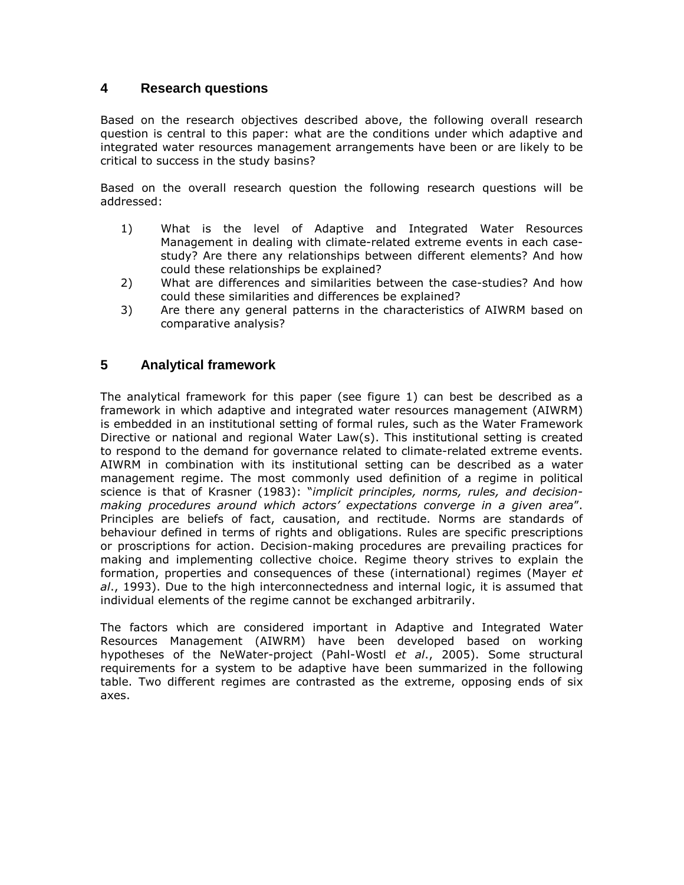## 4 Research questions

Based on the research objectives described above, the following overall research question is central to this paper: what are the conditions under which adaptive and integrated water resources management arrangements have been or are likely to be critical to success in the study basins?

Based on the overall research question the following research questions will be addressed:

1) What is the level of Adaptive and Integrated Water Resources Management in dealing with climate-related extreme events in each case-study? Are there any relationships between different elements? And how could these relationships be explained?
2) What are differences and similarities between the case-studies? And how could these similarities and differences be explained?
3) Are there any general patterns in the characteristics of AIWRM based on comparative analysis?

## 5 Analytical framework

The analytical framework for this paper (see figure 1) can best be described as a framework in which adaptive and integrated water resources management (AIWRM) is embedded in an institutional setting of formal rules, such as the Water Framework Directive or national and regional Water Law(s). This institutional setting is created to respond to the demand for governance related to climate-related extreme events. AIWRM in combination with its institutional setting can be described as a water management regime. The most commonly used definition of a regime in political science is that of Krasner (1983): "*implicit principles, norms, rules, and decision-making procedures around which actors' expectations converge in a given area*". Principles are beliefs of fact, causation, and rectitude. Norms are standards of behaviour defined in terms of rights and obligations. Rules are specific prescriptions or proscriptions for action. Decision-making procedures are prevailing practices for making and implementing collective choice. Regime theory strives to explain the formation, properties and consequences of these (international) regimes (Mayer *et al*., 1993). Due to the high interconnectedness and internal logic, it is assumed that individual elements of the regime cannot be exchanged arbitrarily.

The factors which are considered important in Adaptive and Integrated Water Resources Management (AIWRM) have been developed based on working hypotheses of the NeWater-project (Pahl-Wostl *et al*., 2005). Some structural requirements for a system to be adaptive have been summarized in the following table. Two different regimes are contrasted as the extreme, opposing ends of six axes.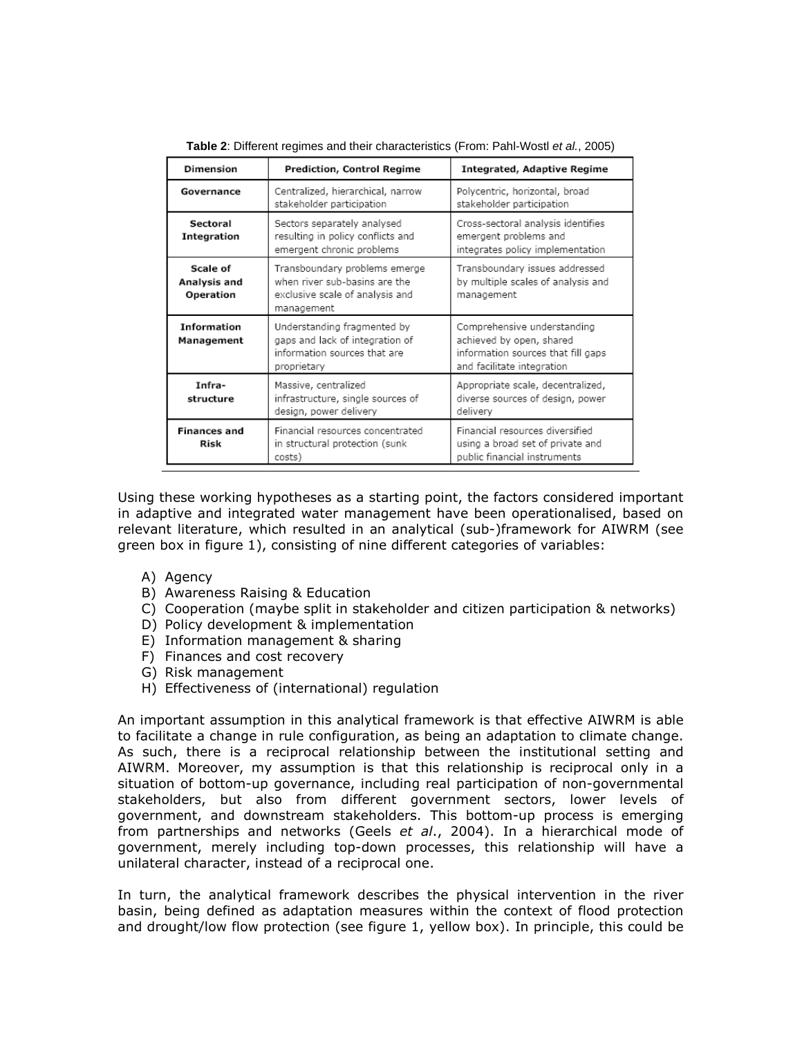**Table 2**: Different regimes and their characteristics (From: Pahl-Wostl *et al.*, 2005)

| Dimension | Prediction, Control Regime | Integrated, Adaptive Regime |
|---|---|---|
| **Governance** | Centralized, hierarchical, narrow stakeholder participation | Polycentric, horizontal, broad stakeholder participation |
| **Sectoral Integration** | Sectors separately analysed resulting in policy conflicts and emergent chronic problems | Cross-sectoral analysis identifies emergent problems and integrates policy implementation |
| **Scale of Analysis and Operation** | Transboundary problems emerge when river sub-basins are the exclusive scale of analysis and management | Transboundary issues addressed by multiple scales of analysis and management |
| **Information Management** | Understanding fragmented by gaps and lack of integration of information sources that are proprietary | Comprehensive understanding achieved by open, shared information sources that fill gaps and facilitate integration |
| **Infra-structure** | Massive, centralized infrastructure, single sources of design, power delivery | Appropriate scale, decentralized, diverse sources of design, power delivery |
| **Finances and Risk** | Financial resources concentrated in structural protection (sunk costs) | Financial resources diversified using a broad set of private and public financial instruments |

Using these working hypotheses as a starting point, the factors considered important in adaptive and integrated water management have been operationalised, based on relevant literature, which resulted in an analytical (sub-)framework for AIWRM (see green box in figure 1), consisting of nine different categories of variables:

A) Agency
B) Awareness Raising & Education
C) Cooperation (maybe split in stakeholder and citizen participation & networks)
D) Policy development & implementation
E) Information management & sharing
F) Finances and cost recovery
G) Risk management
H) Effectiveness of (international) regulation

An important assumption in this analytical framework is that effective AIWRM is able to facilitate a change in rule configuration, as being an adaptation to climate change. As such, there is a reciprocal relationship between the institutional setting and AIWRM. Moreover, my assumption is that this relationship is reciprocal only in a situation of bottom-up governance, including real participation of non-governmental stakeholders, but also from different government sectors, lower levels of government, and downstream stakeholders. This bottom-up process is emerging from partnerships and networks (Geels *et al*., 2004). In a hierarchical mode of government, merely including top-down processes, this relationship will have a unilateral character, instead of a reciprocal one.

In turn, the analytical framework describes the physical intervention in the river basin, being defined as adaptation measures within the context of flood protection and drought/low flow protection (see figure 1, yellow box). In principle, this could be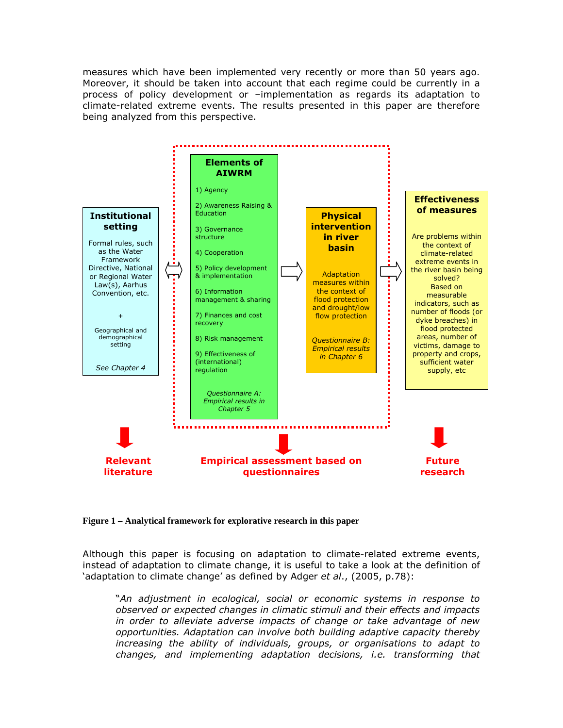measures which have been implemented very recently or more than 50 years ago. Moreover, it should be taken into account that each regime could be currently in a process of policy development or –implementation as regards its adaptation to climate-related extreme events. The results presented in this paper are therefore being analyzed from this perspective.

**Institutional setting**

Formal rules, such as the Water Framework Directive, National or Regional Water Law(s), Aarhus Convention, etc.

+

Geographical and demographical setting

*See Chapter 4*

**Elements of AIWRM**

1) Agency
2) Awareness Raising & Education
3) Governance structure
4) Cooperation
5) Policy development & implementation
6) Information management & sharing
7) Finances and cost recovery
8) Risk management
9) Effectiveness of (international) regulation

*Questionnaire A: Empirical results in Chapter 5*

**Physical intervention in river basin**

Adaptation measures within the context of flood protection and drought/low flow protection

*Questionnaire B: Empirical results in Chapter 6*

**Effectiveness of measures**

Are problems within the context of climate-related extreme events in the river basin being solved? Based on measurable indicators, such as number of floods (or dyke breaches) in flood protected areas, number of victims, damage to property and crops, sufficient water supply, etc

**Relevant literature**

**Empirical assessment based on questionnaires**

**Future research**

**Figure 1 – Analytical framework for explorative research in this paper**

Although this paper is focusing on adaptation to climate-related extreme events, instead of adaptation to climate change, it is useful to take a look at the definition of 'adaptation to climate change' as defined by Adger *et al*., (2005, p.78):

> "*An adjustment in ecological, social or economic systems in response to observed or expected changes in climatic stimuli and their effects and impacts in order to alleviate adverse impacts of change or take advantage of new opportunities. Adaptation can involve both building adaptive capacity thereby increasing the ability of individuals, groups, or organisations to adapt to changes, and implementing adaptation decisions, i.e. transforming that*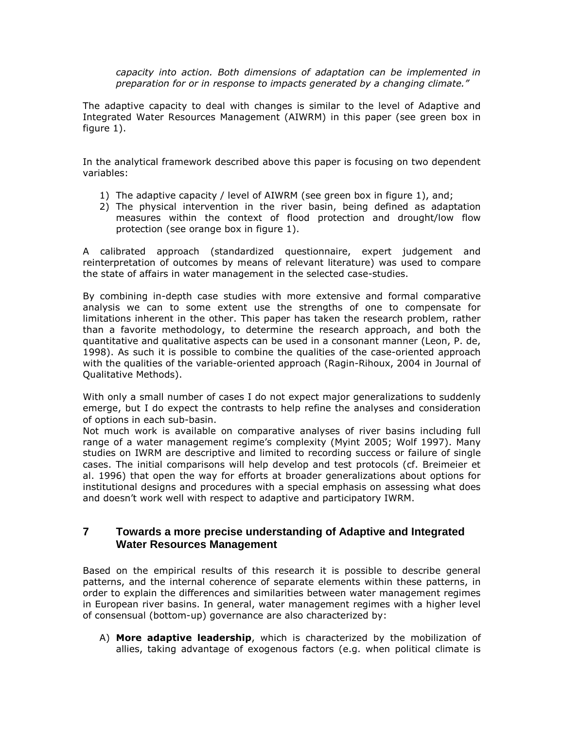*capacity into action. Both dimensions of adaptation can be implemented in preparation for or in response to impacts generated by a changing climate."*

The adaptive capacity to deal with changes is similar to the level of Adaptive and Integrated Water Resources Management (AIWRM) in this paper (see green box in figure 1).

In the analytical framework described above this paper is focusing on two dependent variables:

1) The adaptive capacity / level of AIWRM (see green box in figure 1), and;
2) The physical intervention in the river basin, being defined as adaptation measures within the context of flood protection and drought/low flow protection (see orange box in figure 1).

A calibrated approach (standardized questionnaire, expert judgement and reinterpretation of outcomes by means of relevant literature) was used to compare the state of affairs in water management in the selected case-studies.

By combining in-depth case studies with more extensive and formal comparative analysis we can to some extent use the strengths of one to compensate for limitations inherent in the other. This paper has taken the research problem, rather than a favorite methodology, to determine the research approach, and both the quantitative and qualitative aspects can be used in a consonant manner (Leon, P. de, 1998). As such it is possible to combine the qualities of the case-oriented approach with the qualities of the variable-oriented approach (Ragin-Rihoux, 2004 in Journal of Qualitative Methods).

With only a small number of cases I do not expect major generalizations to suddenly emerge, but I do expect the contrasts to help refine the analyses and consideration of options in each sub-basin.
Not much work is available on comparative analyses of river basins including full range of a water management regime's complexity (Myint 2005; Wolf 1997). Many studies on IWRM are descriptive and limited to recording success or failure of single cases. The initial comparisons will help develop and test protocols (cf. Breimeier et al. 1996) that open the way for efforts at broader generalizations about options for institutional designs and procedures with a special emphasis on assessing what does and doesn't work well with respect to adaptive and participatory IWRM.

## 7 Towards a more precise understanding of Adaptive and Integrated Water Resources Management

Based on the empirical results of this research it is possible to describe general patterns, and the internal coherence of separate elements within these patterns, in order to explain the differences and similarities between water management regimes in European river basins. In general, water management regimes with a higher level of consensual (bottom-up) governance are also characterized by:

A) **More adaptive leadership**, which is characterized by the mobilization of allies, taking advantage of exogenous factors (e.g. when political climate is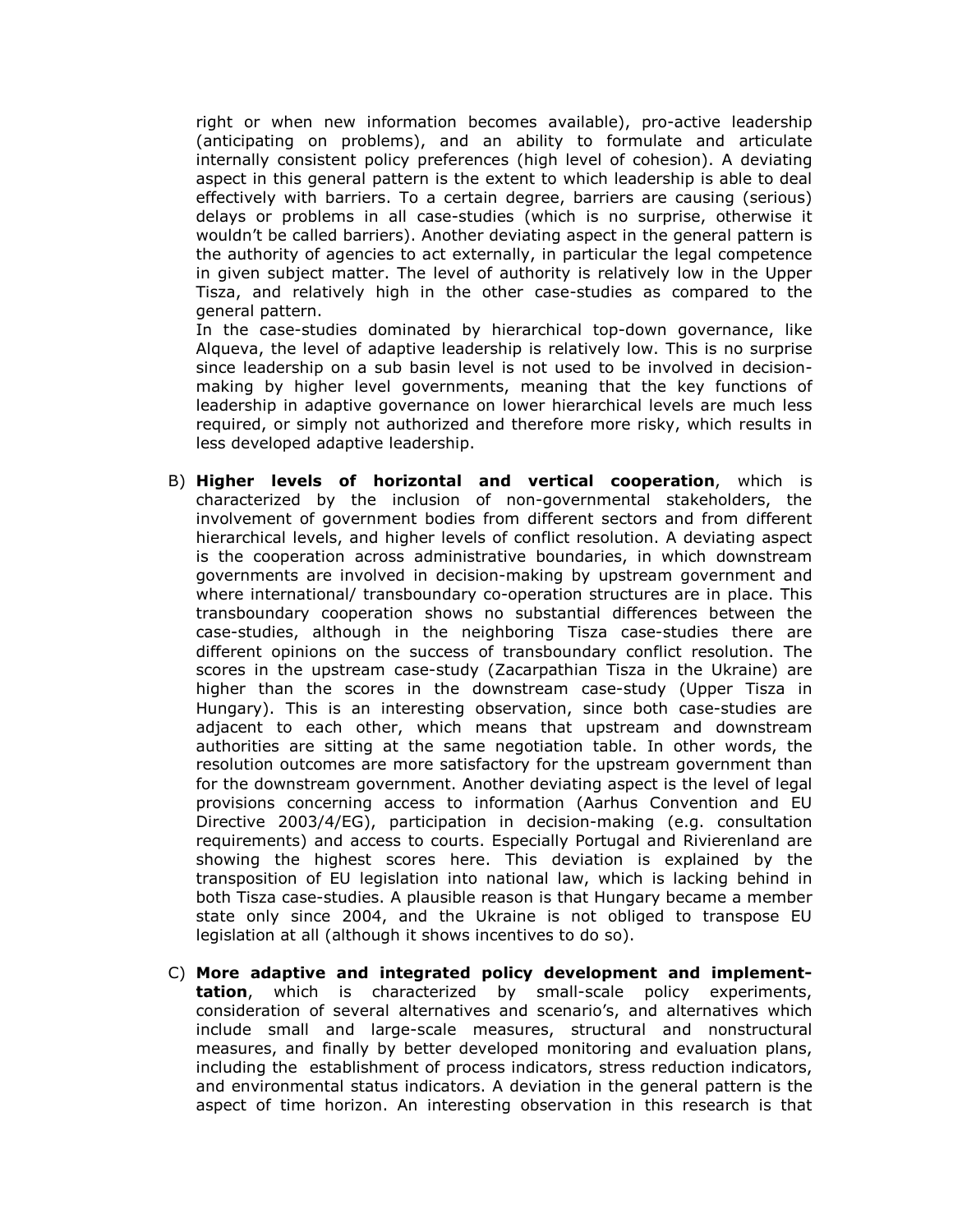right or when new information becomes available), pro-active leadership (anticipating on problems), and an ability to formulate and articulate internally consistent policy preferences (high level of cohesion). A deviating aspect in this general pattern is the extent to which leadership is able to deal effectively with barriers. To a certain degree, barriers are causing (serious) delays or problems in all case-studies (which is no surprise, otherwise it wouldn't be called barriers). Another deviating aspect in the general pattern is the authority of agencies to act externally, in particular the legal competence in given subject matter. The level of authority is relatively low in the Upper Tisza, and relatively high in the other case-studies as compared to the general pattern.

In the case-studies dominated by hierarchical top-down governance, like Alqueva, the level of adaptive leadership is relatively low. This is no surprise since leadership on a sub basin level is not used to be involved in decision-making by higher level governments, meaning that the key functions of leadership in adaptive governance on lower hierarchical levels are much less required, or simply not authorized and therefore more risky, which results in less developed adaptive leadership.

B) **Higher levels of horizontal and vertical cooperation**, which is characterized by the inclusion of non-governmental stakeholders, the involvement of government bodies from different sectors and from different hierarchical levels, and higher levels of conflict resolution. A deviating aspect is the cooperation across administrative boundaries, in which downstream governments are involved in decision-making by upstream government and where international/ transboundary co-operation structures are in place. This transboundary cooperation shows no substantial differences between the case-studies, although in the neighboring Tisza case-studies there are different opinions on the success of transboundary conflict resolution. The scores in the upstream case-study (Zacarpathian Tisza in the Ukraine) are higher than the scores in the downstream case-study (Upper Tisza in Hungary). This is an interesting observation, since both case-studies are adjacent to each other, which means that upstream and downstream authorities are sitting at the same negotiation table. In other words, the resolution outcomes are more satisfactory for the upstream government than for the downstream government. Another deviating aspect is the level of legal provisions concerning access to information (Aarhus Convention and EU Directive 2003/4/EG), participation in decision-making (e.g. consultation requirements) and access to courts. Especially Portugal and Rivierenland are showing the highest scores here. This deviation is explained by the transposition of EU legislation into national law, which is lacking behind in both Tisza case-studies. A plausible reason is that Hungary became a member state only since 2004, and the Ukraine is not obliged to transpose EU legislation at all (although it shows incentives to do so).

C) **More adaptive and integrated policy development and implementtation**, which is characterized by small-scale policy experiments, consideration of several alternatives and scenario's, and alternatives which include small and large-scale measures, structural and nonstructural measures, and finally by better developed monitoring and evaluation plans, including the establishment of process indicators, stress reduction indicators, and environmental status indicators. A deviation in the general pattern is the aspect of time horizon. An interesting observation in this research is that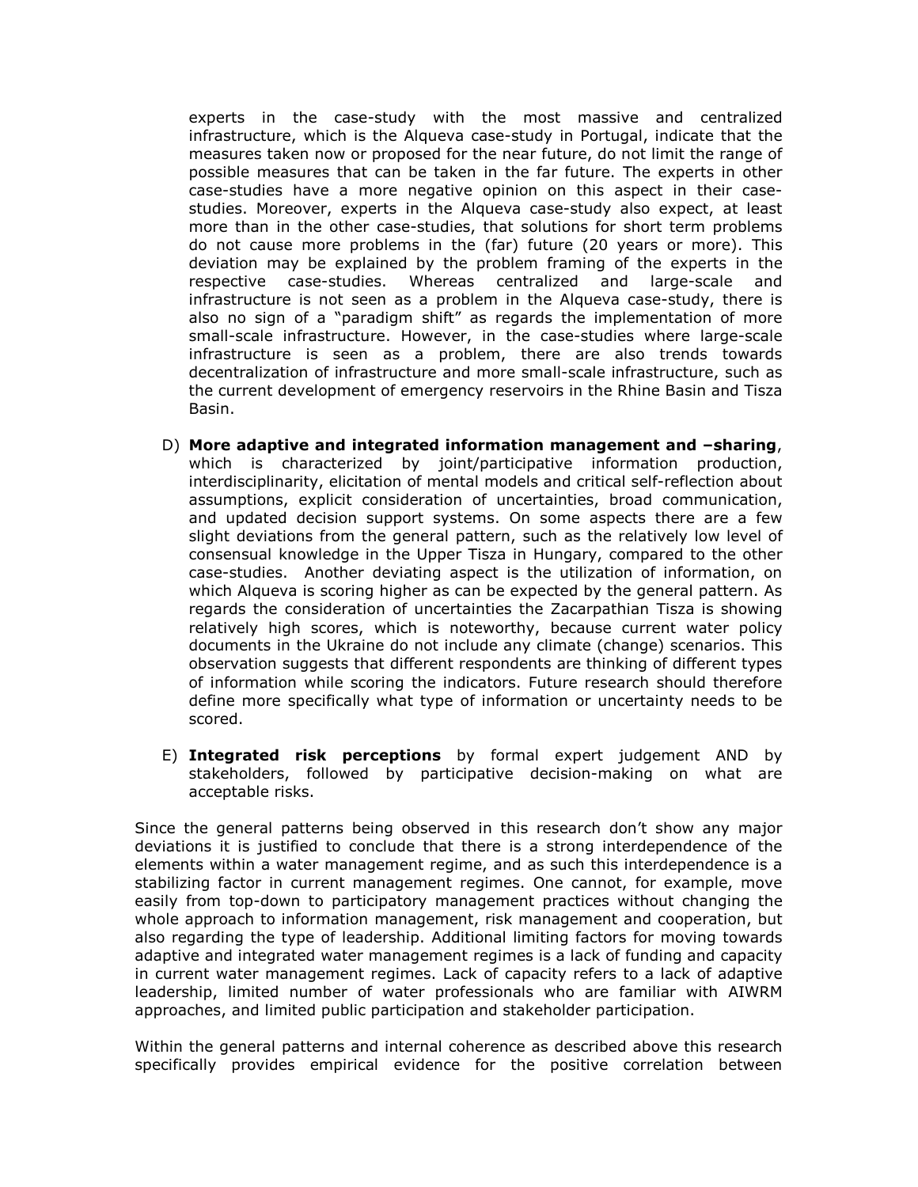experts in the case-study with the most massive and centralized infrastructure, which is the Alqueva case-study in Portugal, indicate that the measures taken now or proposed for the near future, do not limit the range of possible measures that can be taken in the far future. The experts in other case-studies have a more negative opinion on this aspect in their case-studies. Moreover, experts in the Alqueva case-study also expect, at least more than in the other case-studies, that solutions for short term problems do not cause more problems in the (far) future (20 years or more). This deviation may be explained by the problem framing of the experts in the respective case-studies. Whereas centralized and large-scale and infrastructure is not seen as a problem in the Alqueva case-study, there is also no sign of a "paradigm shift" as regards the implementation of more small-scale infrastructure. However, in the case-studies where large-scale infrastructure is seen as a problem, there are also trends towards decentralization of infrastructure and more small-scale infrastructure, such as the current development of emergency reservoirs in the Rhine Basin and Tisza Basin.

D) **More adaptive and integrated information management and –sharing**, which is characterized by joint/participative information production, interdisciplinarity, elicitation of mental models and critical self-reflection about assumptions, explicit consideration of uncertainties, broad communication, and updated decision support systems. On some aspects there are a few slight deviations from the general pattern, such as the relatively low level of consensual knowledge in the Upper Tisza in Hungary, compared to the other case-studies. Another deviating aspect is the utilization of information, on which Alqueva is scoring higher as can be expected by the general pattern. As regards the consideration of uncertainties the Zacarpathian Tisza is showing relatively high scores, which is noteworthy, because current water policy documents in the Ukraine do not include any climate (change) scenarios. This observation suggests that different respondents are thinking of different types of information while scoring the indicators. Future research should therefore define more specifically what type of information or uncertainty needs to be scored.

E) **Integrated risk perceptions** by formal expert judgement AND by stakeholders, followed by participative decision-making on what are acceptable risks.

Since the general patterns being observed in this research don't show any major deviations it is justified to conclude that there is a strong interdependence of the elements within a water management regime, and as such this interdependence is a stabilizing factor in current management regimes. One cannot, for example, move easily from top-down to participatory management practices without changing the whole approach to information management, risk management and cooperation, but also regarding the type of leadership. Additional limiting factors for moving towards adaptive and integrated water management regimes is a lack of funding and capacity in current water management regimes. Lack of capacity refers to a lack of adaptive leadership, limited number of water professionals who are familiar with AIWRM approaches, and limited public participation and stakeholder participation.

Within the general patterns and internal coherence as described above this research specifically provides empirical evidence for the positive correlation between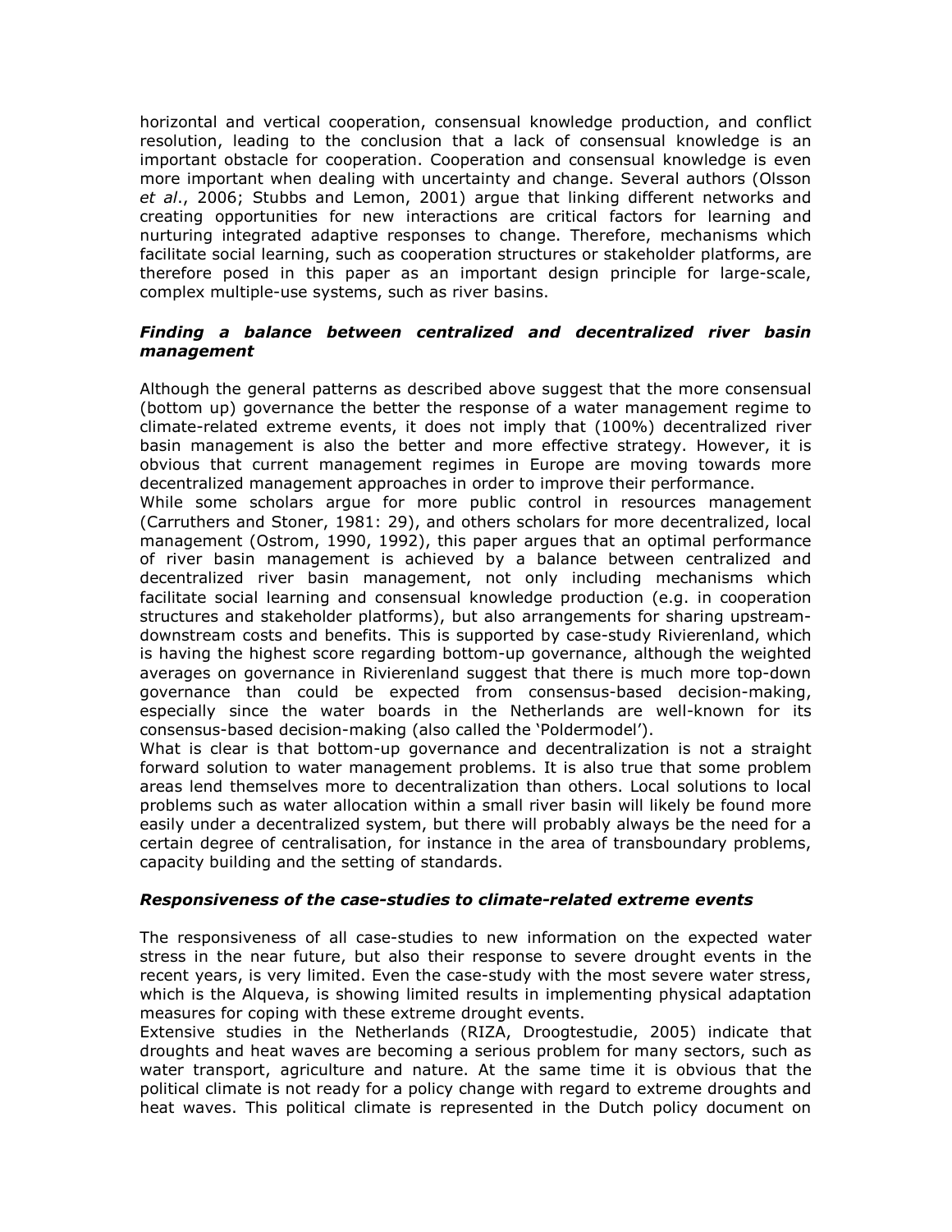horizontal and vertical cooperation, consensual knowledge production, and conflict resolution, leading to the conclusion that a lack of consensual knowledge is an important obstacle for cooperation. Cooperation and consensual knowledge is even more important when dealing with uncertainty and change. Several authors (Olsson *et al*., 2006; Stubbs and Lemon, 2001) argue that linking different networks and creating opportunities for new interactions are critical factors for learning and nurturing integrated adaptive responses to change. Therefore, mechanisms which facilitate social learning, such as cooperation structures or stakeholder platforms, are therefore posed in this paper as an important design principle for large-scale, complex multiple-use systems, such as river basins.

### *Finding a balance between centralized and decentralized river basin management*

Although the general patterns as described above suggest that the more consensual (bottom up) governance the better the response of a water management regime to climate-related extreme events, it does not imply that (100%) decentralized river basin management is also the better and more effective strategy. However, it is obvious that current management regimes in Europe are moving towards more decentralized management approaches in order to improve their performance.

While some scholars argue for more public control in resources management (Carruthers and Stoner, 1981: 29), and others scholars for more decentralized, local management (Ostrom, 1990, 1992), this paper argues that an optimal performance of river basin management is achieved by a balance between centralized and decentralized river basin management, not only including mechanisms which facilitate social learning and consensual knowledge production (e.g. in cooperation structures and stakeholder platforms), but also arrangements for sharing upstream-downstream costs and benefits. This is supported by case-study Rivierenland, which is having the highest score regarding bottom-up governance, although the weighted averages on governance in Rivierenland suggest that there is much more top-down governance than could be expected from consensus-based decision-making, especially since the water boards in the Netherlands are well-known for its consensus-based decision-making (also called the 'Poldermodel').

What is clear is that bottom-up governance and decentralization is not a straight forward solution to water management problems. It is also true that some problem areas lend themselves more to decentralization than others. Local solutions to local problems such as water allocation within a small river basin will likely be found more easily under a decentralized system, but there will probably always be the need for a certain degree of centralisation, for instance in the area of transboundary problems, capacity building and the setting of standards.

### *Responsiveness of the case-studies to climate-related extreme events*

The responsiveness of all case-studies to new information on the expected water stress in the near future, but also their response to severe drought events in the recent years, is very limited. Even the case-study with the most severe water stress, which is the Alqueva, is showing limited results in implementing physical adaptation measures for coping with these extreme drought events.

Extensive studies in the Netherlands (RIZA, Droogtestudie, 2005) indicate that droughts and heat waves are becoming a serious problem for many sectors, such as water transport, agriculture and nature. At the same time it is obvious that the political climate is not ready for a policy change with regard to extreme droughts and heat waves. This political climate is represented in the Dutch policy document on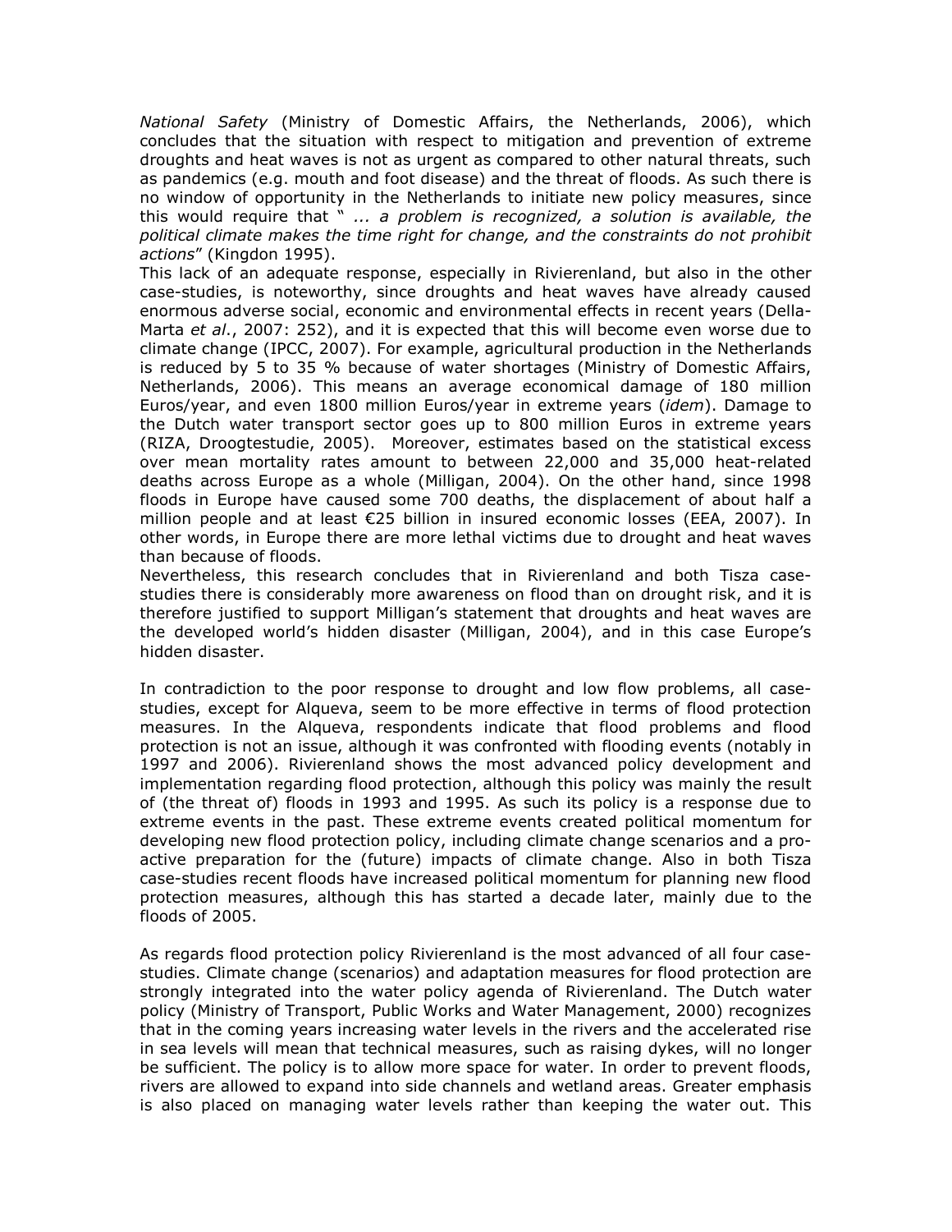*National Safety* (Ministry of Domestic Affairs, the Netherlands, 2006), which concludes that the situation with respect to mitigation and prevention of extreme droughts and heat waves is not as urgent as compared to other natural threats, such as pandemics (e.g. mouth and foot disease) and the threat of floods. As such there is no window of opportunity in the Netherlands to initiate new policy measures, since this would require that " *... a problem is recognized, a solution is available, the political climate makes the time right for change, and the constraints do not prohibit actions*" (Kingdon 1995).

This lack of an adequate response, especially in Rivierenland, but also in the other case-studies, is noteworthy, since droughts and heat waves have already caused enormous adverse social, economic and environmental effects in recent years (Della-Marta *et al*., 2007: 252), and it is expected that this will become even worse due to climate change (IPCC, 2007). For example, agricultural production in the Netherlands is reduced by 5 to 35 % because of water shortages (Ministry of Domestic Affairs, Netherlands, 2006). This means an average economical damage of 180 million Euros/year, and even 1800 million Euros/year in extreme years (*idem*). Damage to the Dutch water transport sector goes up to 800 million Euros in extreme years (RIZA, Droogtestudie, 2005). Moreover, estimates based on the statistical excess over mean mortality rates amount to between 22,000 and 35,000 heat-related deaths across Europe as a whole (Milligan, 2004). On the other hand, since 1998 floods in Europe have caused some 700 deaths, the displacement of about half a million people and at least €25 billion in insured economic losses (EEA, 2007). In other words, in Europe there are more lethal victims due to drought and heat waves than because of floods.

Nevertheless, this research concludes that in Rivierenland and both Tisza case-studies there is considerably more awareness on flood than on drought risk, and it is therefore justified to support Milligan's statement that droughts and heat waves are the developed world's hidden disaster (Milligan, 2004), and in this case Europe's hidden disaster.

In contradiction to the poor response to drought and low flow problems, all case-studies, except for Alqueva, seem to be more effective in terms of flood protection measures. In the Alqueva, respondents indicate that flood problems and flood protection is not an issue, although it was confronted with flooding events (notably in 1997 and 2006). Rivierenland shows the most advanced policy development and implementation regarding flood protection, although this policy was mainly the result of (the threat of) floods in 1993 and 1995. As such its policy is a response due to extreme events in the past. These extreme events created political momentum for developing new flood protection policy, including climate change scenarios and a pro-active preparation for the (future) impacts of climate change. Also in both Tisza case-studies recent floods have increased political momentum for planning new flood protection measures, although this has started a decade later, mainly due to the floods of 2005.

As regards flood protection policy Rivierenland is the most advanced of all four case-studies. Climate change (scenarios) and adaptation measures for flood protection are strongly integrated into the water policy agenda of Rivierenland. The Dutch water policy (Ministry of Transport, Public Works and Water Management, 2000) recognizes that in the coming years increasing water levels in the rivers and the accelerated rise in sea levels will mean that technical measures, such as raising dykes, will no longer be sufficient. The policy is to allow more space for water. In order to prevent floods, rivers are allowed to expand into side channels and wetland areas. Greater emphasis is also placed on managing water levels rather than keeping the water out. This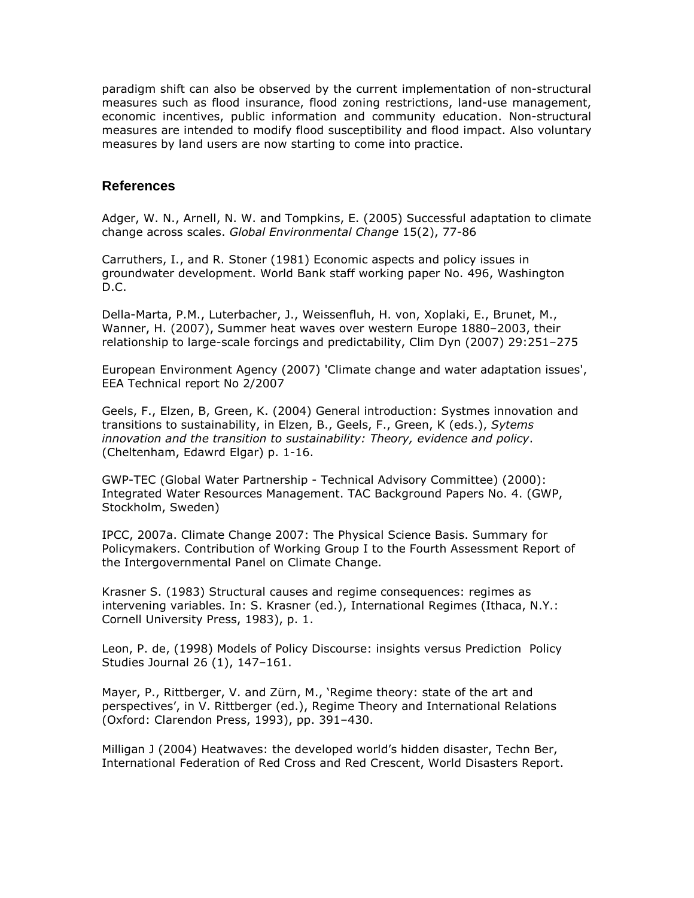paradigm shift can also be observed by the current implementation of non-structural measures such as flood insurance, flood zoning restrictions, land-use management, economic incentives, public information and community education. Non-structural measures are intended to modify flood susceptibility and flood impact. Also voluntary measures by land users are now starting to come into practice.

## References

Adger, W. N., Arnell, N. W. and Tompkins, E. (2005) Successful adaptation to climate change across scales. *Global Environmental Change* 15(2), 77-86

Carruthers, I., and R. Stoner (1981) Economic aspects and policy issues in groundwater development. World Bank staff working paper No. 496, Washington D.C.

Della-Marta, P.M., Luterbacher, J., Weissenfluh, H. von, Xoplaki, E., Brunet, M., Wanner, H. (2007), Summer heat waves over western Europe 1880–2003, their relationship to large-scale forcings and predictability, Clim Dyn (2007) 29:251–275

European Environment Agency (2007) 'Climate change and water adaptation issues', EEA Technical report No 2/2007

Geels, F., Elzen, B, Green, K. (2004) General introduction: Systmes innovation and transitions to sustainability, in Elzen, B., Geels, F., Green, K (eds.), *Sytems innovation and the transition to sustainability: Theory, evidence and policy*. (Cheltenham, Edawrd Elgar) p. 1-16.

GWP-TEC (Global Water Partnership - Technical Advisory Committee) (2000): Integrated Water Resources Management. TAC Background Papers No. 4. (GWP, Stockholm, Sweden)

IPCC, 2007a. Climate Change 2007: The Physical Science Basis. Summary for Policymakers. Contribution of Working Group I to the Fourth Assessment Report of the Intergovernmental Panel on Climate Change.

Krasner S. (1983) Structural causes and regime consequences: regimes as intervening variables. In: S. Krasner (ed.), International Regimes (Ithaca, N.Y.: Cornell University Press, 1983), p. 1.

Leon, P. de, (1998) Models of Policy Discourse: insights versus Prediction Policy Studies Journal 26 (1), 147–161.

Mayer, P., Rittberger, V. and Zürn, M., 'Regime theory: state of the art and perspectives', in V. Rittberger (ed.), Regime Theory and International Relations (Oxford: Clarendon Press, 1993), pp. 391–430.

Milligan J (2004) Heatwaves: the developed world's hidden disaster, Techn Ber, International Federation of Red Cross and Red Crescent, World Disasters Report.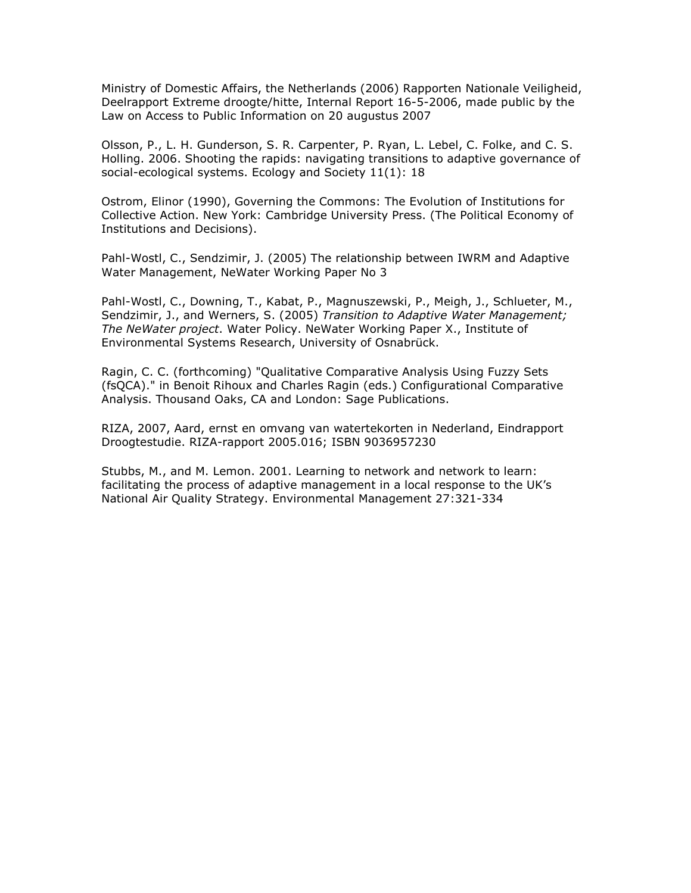Ministry of Domestic Affairs, the Netherlands (2006) Rapporten Nationale Veiligheid, Deelrapport Extreme droogte/hitte, Internal Report 16-5-2006, made public by the Law on Access to Public Information on 20 augustus 2007

Olsson, P., L. H. Gunderson, S. R. Carpenter, P. Ryan, L. Lebel, C. Folke, and C. S. Holling. 2006. Shooting the rapids: navigating transitions to adaptive governance of social-ecological systems. Ecology and Society 11(1): 18

Ostrom, Elinor (1990), Governing the Commons: The Evolution of Institutions for Collective Action. New York: Cambridge University Press. (The Political Economy of Institutions and Decisions).

Pahl-Wostl, C., Sendzimir, J. (2005) The relationship between IWRM and Adaptive Water Management, NeWater Working Paper No 3

Pahl-Wostl, C., Downing, T., Kabat, P., Magnuszewski, P., Meigh, J., Schlueter, M., Sendzimir, J., and Werners, S. (2005) *Transition to Adaptive Water Management; The NeWater project*. Water Policy. NeWater Working Paper X., Institute of Environmental Systems Research, University of Osnabrück.

Ragin, C. C. (forthcoming) "Qualitative Comparative Analysis Using Fuzzy Sets (fsQCA)." in Benoit Rihoux and Charles Ragin (eds.) Configurational Comparative Analysis. Thousand Oaks, CA and London: Sage Publications.

RIZA, 2007, Aard, ernst en omvang van watertekorten in Nederland, Eindrapport Droogtestudie. RIZA-rapport 2005.016; ISBN 9036957230

Stubbs, M., and M. Lemon. 2001. Learning to network and network to learn: facilitating the process of adaptive management in a local response to the UK's National Air Quality Strategy. Environmental Management 27:321-334